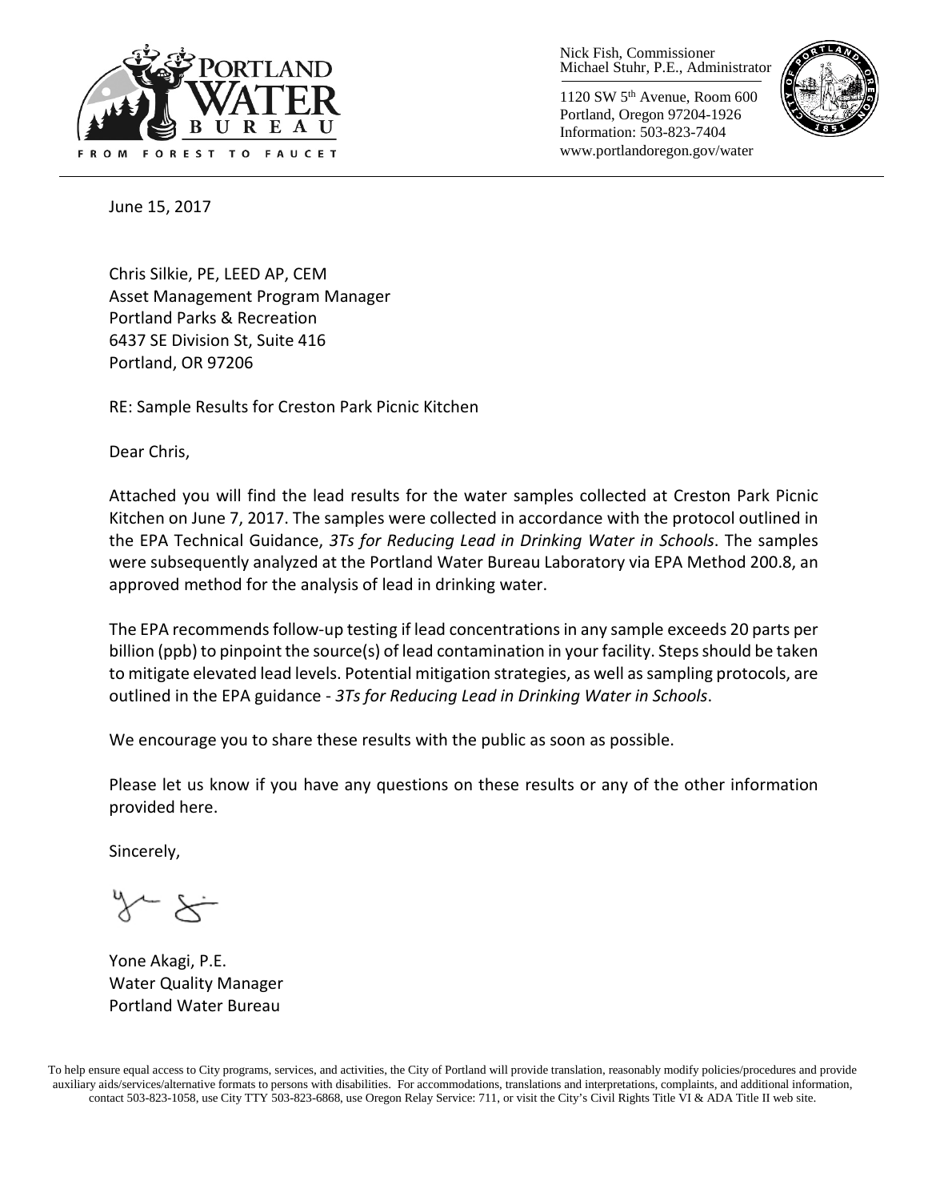Nick Fish, Commissioner
Michael Stuhr, P.E., Administrator

1120 SW 5th Avenue, Room 600
Portland, Oregon 97204-1926
Information: 503-823-7404
www.portlandoregon.gov/water

June 15, 2017

Chris Silkie, PE, LEED AP, CEM
Asset Management Program Manager
Portland Parks & Recreation
6437 SE Division St, Suite 416
Portland, OR 97206

RE: Sample Results for Creston Park Picnic Kitchen

Dear Chris,

Attached you will find the lead results for the water samples collected at Creston Park Picnic Kitchen on June 7, 2017. The samples were collected in accordance with the protocol outlined in the EPA Technical Guidance, *3Ts for Reducing Lead in Drinking Water in Schools*. The samples were subsequently analyzed at the Portland Water Bureau Laboratory via EPA Method 200.8, an approved method for the analysis of lead in drinking water.

The EPA recommends follow-up testing if lead concentrations in any sample exceeds 20 parts per billion (ppb) to pinpoint the source(s) of lead contamination in your facility. Steps should be taken to mitigate elevated lead levels. Potential mitigation strategies, as well as sampling protocols, are outlined in the EPA guidance - *3Ts for Reducing Lead in Drinking Water in Schools*.

We encourage you to share these results with the public as soon as possible.

Please let us know if you have any questions on these results or any of the other information provided here.

Sincerely,

Yone Akagi, P.E.
Water Quality Manager
Portland Water Bureau

To help ensure equal access to City programs, services, and activities, the City of Portland will provide translation, reasonably modify policies/procedures and provide auxiliary aids/services/alternative formats to persons with disabilities. For accommodations, translations and interpretations, complaints, and additional information, contact 503-823-1058, use City TTY 503-823-6868, use Oregon Relay Service: 711, or visit the City's Civil Rights Title VI & ADA Title II web site.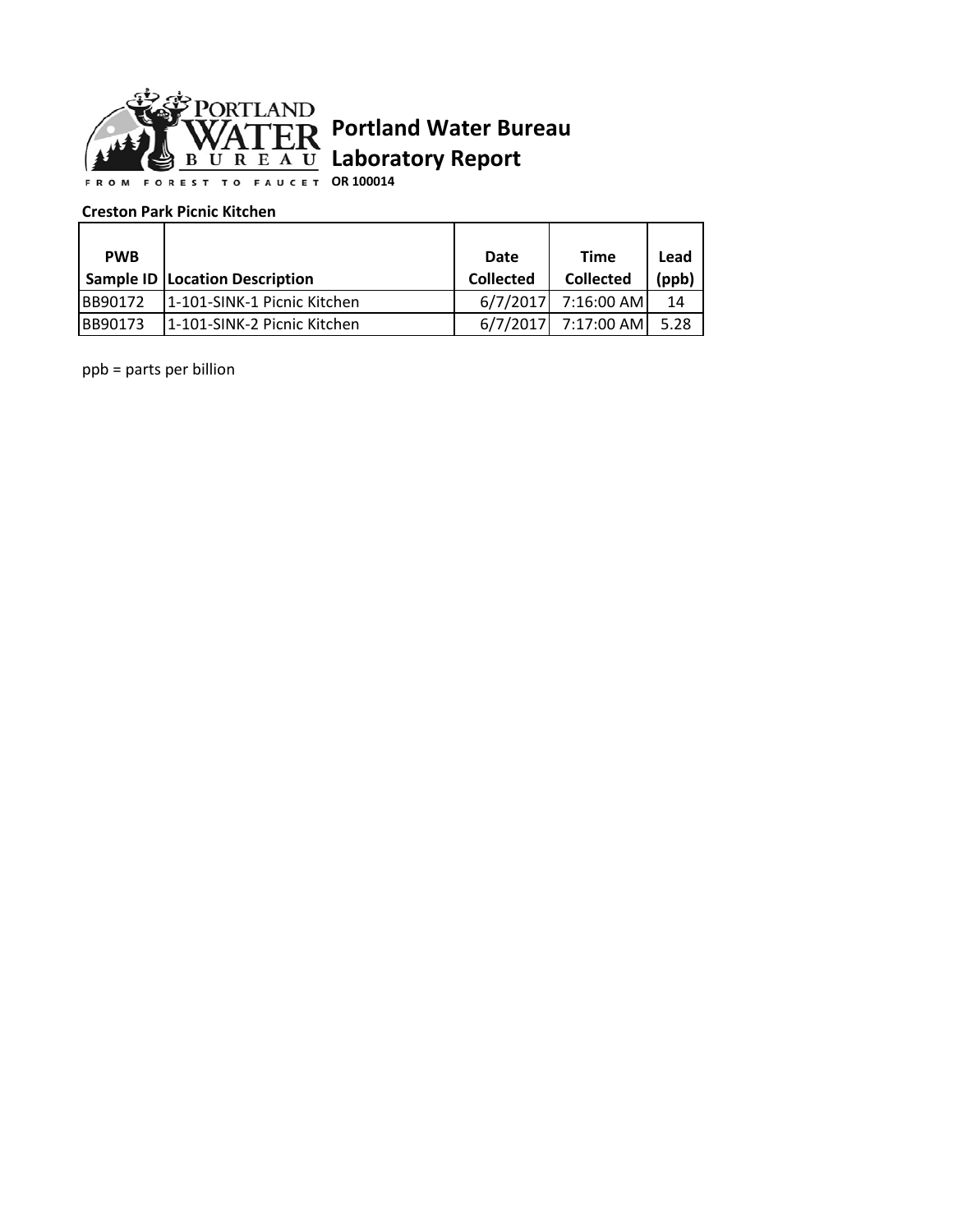PORTLAND WATER BUREAU

FROM FOREST TO FAUCET

# Portland Water Bureau Laboratory Report

**OR 100014**

**Creston Park Picnic Kitchen**

| PWB Sample ID | Location Description | Date Collected | Time Collected | Lead (ppb) |
|---|---|---|---|---|
| BB90172 | 1-101-SINK-1 Picnic Kitchen | 6/7/2017 | 7:16:00 AM | 14 |
| BB90173 | 1-101-SINK-2 Picnic Kitchen | 6/7/2017 | 7:17:00 AM | 5.28 |

ppb = parts per billion